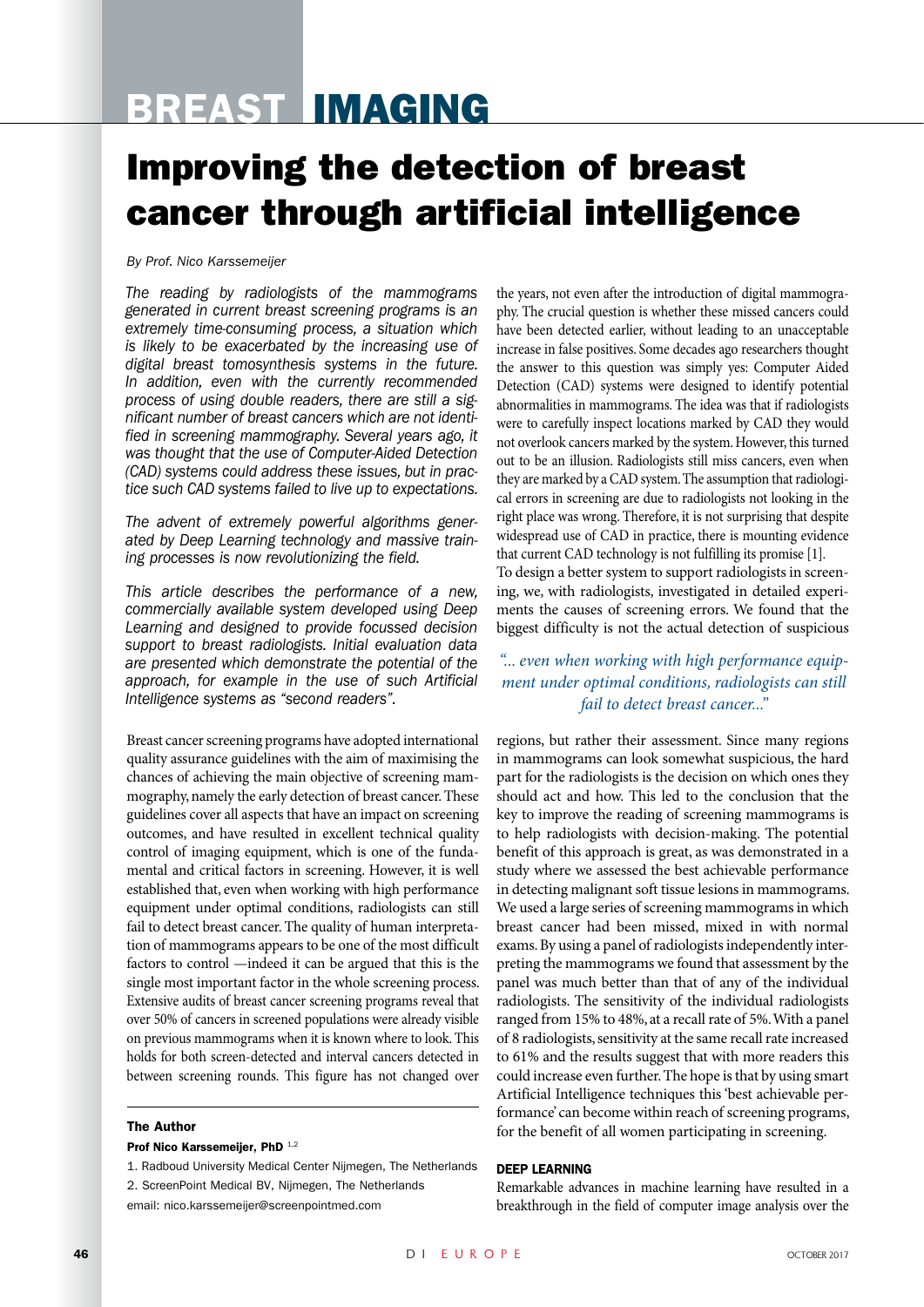# BREAST IMAGING

# Improving the detection of breast cancer through artificial intelligence

*By Prof. Nico Karssemeijer*

*The reading by radiologists of the mammograms generated in current breast screening programs is an extremely time-consuming process, a situation which is likely to be exacerbated by the increasing use of digital breast tomosynthesis systems in the future. In addition, even with the currently recommended process of using double readers, there are still a significant number of breast cancers which are not identified in screening mammography. Several years ago, it was thought that the use of Computer-Aided Detection (CAD) systems could address these issues, but in practice such CAD systems failed to live up to expectations.*

*The advent of extremely powerful algorithms generated by Deep Learning technology and massive training processes is now revolutionizing the field.*

*This article describes the performance of a new, commercially available system developed using Deep Learning and designed to provide focussed decision support to breast radiologists. Initial evaluation data are presented which demonstrate the potential of the approach, for example in the use of such Artificial Intelligence systems as "second readers".*

Breast cancer screening programs have adopted international quality assurance guidelines with the aim of maximising the chances of achieving the main objective of screening mammography, namely the early detection of breast cancer. These guidelines cover all aspects that have an impact on screening outcomes, and have resulted in excellent technical quality control of imaging equipment, which is one of the fundamental and critical factors in screening. However, it is well established that, even when working with high performance equipment under optimal conditions, radiologists can still fail to detect breast cancer. The quality of human interpretation of mammograms appears to be one of the most difficult factors to control —indeed it can be argued that this is the single most important factor in the whole screening process. Extensive audits of breast cancer screening programs reveal that over 50% of cancers in screened populations were already visible on previous mammograms when it is known where to look. This holds for both screen-detected and interval cancers detected in between screening rounds. This figure has not changed over the years, not even after the introduction of digital mammography. The crucial question is whether these missed cancers could have been detected earlier, without leading to an unacceptable increase in false positives. Some decades ago researchers thought the answer to this question was simply yes: Computer Aided Detection (CAD) systems were designed to identify potential abnormalities in mammograms. The idea was that if radiologists were to carefully inspect locations marked by CAD they would not overlook cancers marked by the system. However, this turned out to be an illusion. Radiologists still miss cancers, even when they are marked by a CAD system. The assumption that radiological errors in screening are due to radiologists not looking in the right place was wrong. Therefore, it is not surprising that despite widespread use of CAD in practice, there is mounting evidence that current CAD technology is not fulfilling its promise [1].

To design a better system to support radiologists in screening, we, with radiologists, investigated in detailed experiments the causes of screening errors. We found that the biggest difficulty is not the actual detection of suspicious regions, but rather their assessment. Since many regions in mammograms can look somewhat suspicious, the hard part for the radiologists is the decision on which ones they should act and how. This led to the conclusion that the key to improve the reading of screening mammograms is to help radiologists with decision-making. The potential benefit of this approach is great, as was demonstrated in a study where we assessed the best achievable performance in detecting malignant soft tissue lesions in mammograms. We used a large series of screening mammograms in which breast cancer had been missed, mixed in with normal exams. By using a panel of radiologists independently interpreting the mammograms we found that assessment by the panel was much better than that of any of the individual radiologists. The sensitivity of the individual radiologists ranged from 15% to 48%, at a recall rate of 5%. With a panel of 8 radiologists, sensitivity at the same recall rate increased to 61% and the results suggest that with more readers this could increase even further. The hope is that by using smart Artificial Intelligence techniques this 'best achievable performance' can become within reach of screening programs, for the benefit of all women participating in screening.

> *"... even when working with high performance equipment under optimal conditions, radiologists can still fail to detect breast cancer..."*

### DEEP LEARNING

Remarkable advances in machine learning have resulted in a breakthrough in the field of computer image analysis over the

---

**The Author**

**Prof Nico Karssemeijer, PhD** [1,2]

1. Radboud University Medical Center Nijmegen, The Netherlands
2. ScreenPoint Medical BV, Nijmegen, The Netherlands

email: nico.karssemeijer@screenpointmed.com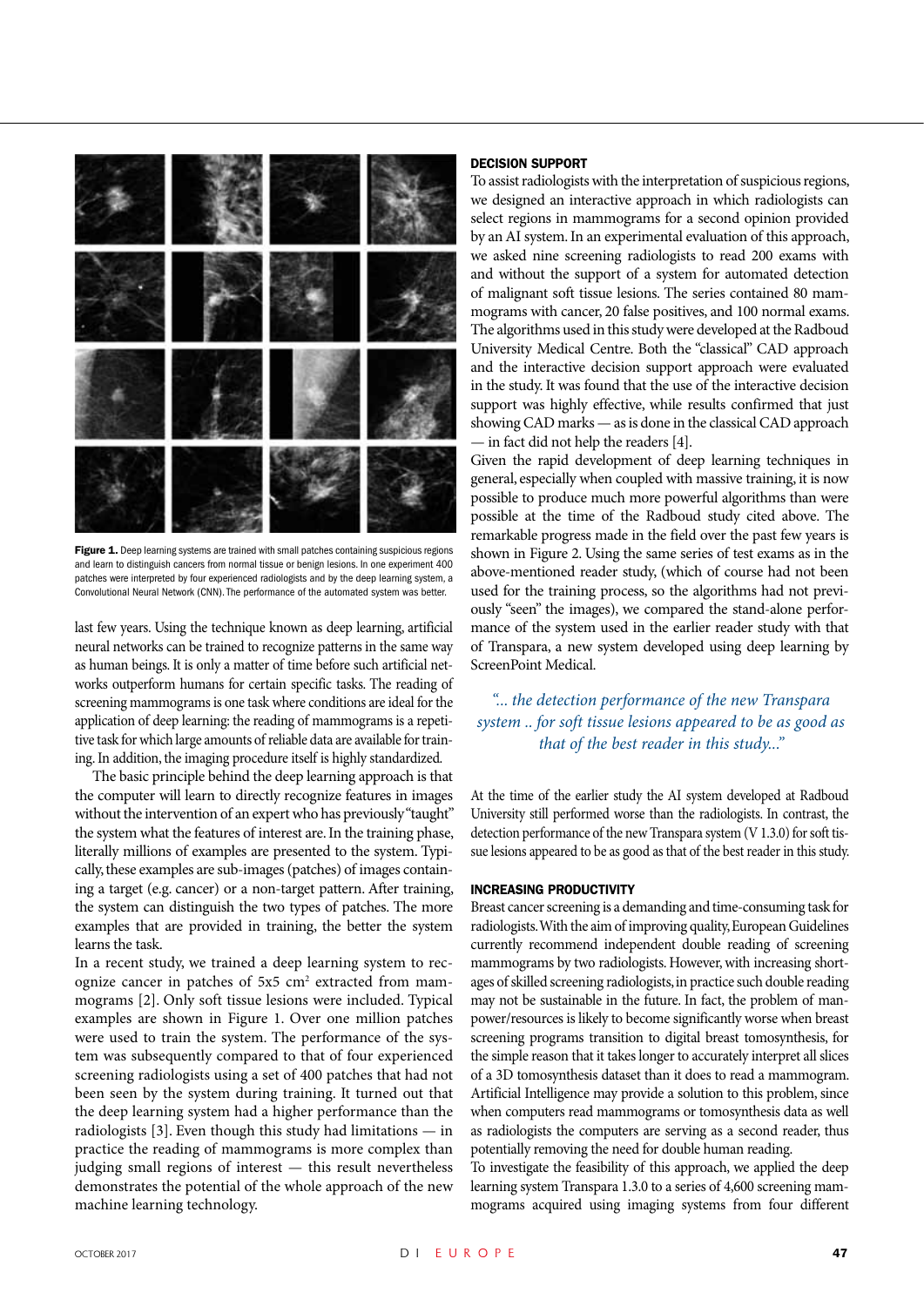**Figure 1.** Deep learning systems are trained with small patches containing suspicious regions and learn to distinguish cancers from normal tissue or benign lesions. In one experiment 400 patches were interpreted by four experienced radiologists and by the deep learning system, a Convolutional Neural Network (CNN). The performance of the automated system was better.

last few years. Using the technique known as deep learning, artificial neural networks can be trained to recognize patterns in the same way as human beings. It is only a matter of time before such artificial networks outperform humans for certain specific tasks. The reading of screening mammograms is one task where conditions are ideal for the application of deep learning: the reading of mammograms is a repetitive task for which large amounts of reliable data are available for training. In addition, the imaging procedure itself is highly standardized.

The basic principle behind the deep learning approach is that the computer will learn to directly recognize features in images without the intervention of an expert who has previously "taught" the system what the features of interest are. In the training phase, literally millions of examples are presented to the system. Typically, these examples are sub-images (patches) of images containing a target (e.g. cancer) or a non-target pattern. After training, the system can distinguish the two types of patches. The more examples that are provided in training, the better the system learns the task.

In a recent study, we trained a deep learning system to recognize cancer in patches of 5x5 $cm^2$ extracted from mammograms [2]. Only soft tissue lesions were included. Typical examples are shown in Figure 1. Over one million patches were used to train the system. The performance of the system was subsequently compared to that of four experienced screening radiologists using a set of 400 patches that had not been seen by the system during training. It turned out that the deep learning system had a higher performance than the radiologists [3]. Even though this study had limitations — in practice the reading of mammograms is more complex than judging small regions of interest — this result nevertheless demonstrates the potential of the whole approach of the new machine learning technology.

## DECISION SUPPORT

To assist radiologists with the interpretation of suspicious regions, we designed an interactive approach in which radiologists can select regions in mammograms for a second opinion provided by an AI system. In an experimental evaluation of this approach, we asked nine screening radiologists to read 200 exams with and without the support of a system for automated detection of malignant soft tissue lesions. The series contained 80 mammograms with cancer, 20 false positives, and 100 normal exams. The algorithms used in this study were developed at the Radboud University Medical Centre. Both the "classical" CAD approach and the interactive decision support approach were evaluated in the study. It was found that the use of the interactive decision support was highly effective, while results confirmed that just showing CAD marks — as is done in the classical CAD approach — in fact did not help the readers [4].

Given the rapid development of deep learning techniques in general, especially when coupled with massive training, it is now possible to produce much more powerful algorithms than were possible at the time of the Radboud study cited above. The remarkable progress made in the field over the past few years is shown in Figure 2. Using the same series of test exams as in the above-mentioned reader study, (which of course had not been used for the training process, so the algorithms had not previously "seen" the images), we compared the stand-alone performance of the system used in the earlier reader study with that of Transpara, a new system developed using deep learning by ScreenPoint Medical.

*"... the detection performance of the new Transpara system .. for soft tissue lesions appeared to be as good as that of the best reader in this study..."*

At the time of the earlier study the AI system developed at Radboud University still performed worse than the radiologists. In contrast, the detection performance of the new Transpara system (V 1.3.0) for soft tissue lesions appeared to be as good as that of the best reader in this study.

## INCREASING PRODUCTIVITY

Breast cancer screening is a demanding and time-consuming task for radiologists. With the aim of improving quality, European Guidelines currently recommend independent double reading of screening mammograms by two radiologists. However, with increasing shortages of skilled screening radiologists, in practice such double reading may not be sustainable in the future. In fact, the problem of manpower/resources is likely to become significantly worse when breast screening programs transition to digital breast tomosynthesis, for the simple reason that it takes longer to accurately interpret all slices of a 3D tomosynthesis dataset than it does to read a mammogram. Artificial Intelligence may provide a solution to this problem, since when computers read mammograms or tomosynthesis data as well as radiologists the computers are serving as a second reader, thus potentially removing the need for double human reading.

To investigate the feasibility of this approach, we applied the deep learning system Transpara 1.3.0 to a series of 4,600 screening mammograms acquired using imaging systems from four different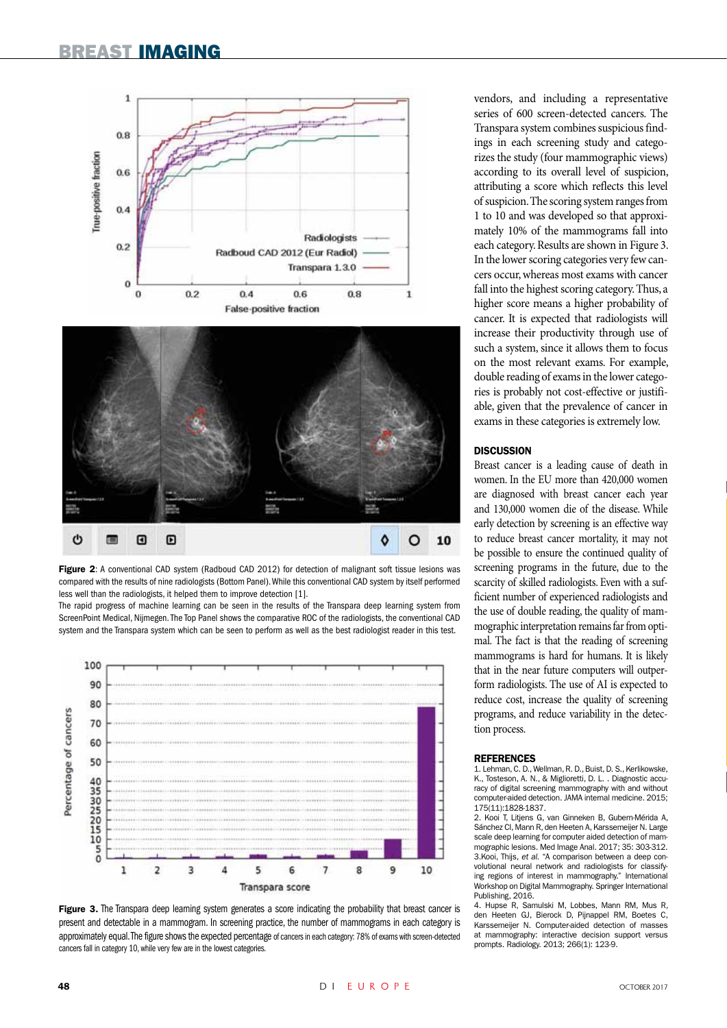1
0.8
0.6
0.4
0.2
0
True-positive fraction
0
0.2
0.4
0.6
0.8
1
False-positive fraction
Radiologists
Radboud CAD 2012 (Eur Radiol)
Transpara 1.3.0

10

**Figure 2**: A conventional CAD system (Radboud CAD 2012) for detection of malignant soft tissue lesions was compared with the results of nine radiologists (Bottom Panel). While this conventional CAD system by itself performed less well than the radiologists, it helped them to improve detection [1].
The rapid progress of machine learning can be seen in the results of the Transpara deep learning system from ScreenPoint Medical, Nijmegen. The Top Panel shows the comparative ROC of the radiologists, the conventional CAD system and the Transpara system which can be seen to perform as well as the best radiologist reader in this test.

100
90
80
70
60
50
40
35
30
25
20
15
10
5
0
Percentage of cancers
1
2
3
4
5
6
7
8
9
10
Transpara score

**Figure 3.** The Transpara deep learning system generates a score indicating the probability that breast cancer is present and detectable in a mammogram. In screening practice, the number of mammograms in each category is approximately equal. The figure shows the expected percentage of cancers in each category: 78% of exams with screen-detected cancers fall in category 10, while very few are in the lowest categories.

vendors, and including a representative series of 600 screen-detected cancers. The Transpara system combines suspicious findings in each screening study and categorizes the study (four mammographic views) according to its overall level of suspicion, attributing a score which reflects this level of suspicion. The scoring system ranges from 1 to 10 and was developed so that approximately 10% of the mammograms fall into each category. Results are shown in Figure 3. In the lower scoring categories very few cancers occur, whereas most exams with cancer fall into the highest scoring category. Thus, a higher score means a higher probability of cancer. It is expected that radiologists will increase their productivity through use of such a system, since it allows them to focus on the most relevant exams. For example, double reading of exams in the lower categories is probably not cost-effective or justifiable, given that the prevalence of cancer in exams in these categories is extremely low.

## DISCUSSION

Breast cancer is a leading cause of death in women. In the EU more than 420,000 women are diagnosed with breast cancer each year and 130,000 women die of the disease. While early detection by screening is an effective way to reduce breast cancer mortality, it may not be possible to ensure the continued quality of screening programs in the future, due to the scarcity of skilled radiologists. Even with a sufficient number of experienced radiologists and the use of double reading, the quality of mammographic interpretation remains far from optimal. The fact is that the reading of screening mammograms is hard for humans. It is likely that in the near future computers will outperform radiologists. The use of AI is expected to reduce cost, increase the quality of screening programs, and reduce variability in the detection process.

## REFERENCES

1. Lehman, C. D., Wellman, R. D., Buist, D. S., Kerlikowske, K., Tosteson, A. N., & Miglioretti, D. L. . Diagnostic accuracy of digital screening mammography with and without computer-aided detection. JAMA internal medicine. 2015; 175(11):1828-1837.
2. Kooi T, Litjens G, van Ginneken B, Gubern-Mérida A, Sánchez CI, Mann R, den Heeten A, Karssemeijer N. Large scale deep learning for computer aided detection of mammographic lesions. Med Image Anal. 2017; 35: 303-312.
3. Kooi, Thijs, *et al.* "A comparison between a deep convolutional neural network and radiologists for classifying regions of interest in mammography." International Workshop on Digital Mammography. Springer International Publishing, 2016.
4. Hupse R, Samulski M, Lobbes, Mann RM, Mus R, den Heeten GJ, Bierock D, Pijnappel RM, Boetes C, Karssemeijer N. Computer-aided detection of masses at mammography: interactive decision support versus prompts. Radiology. 2013; 266(1): 123-9.